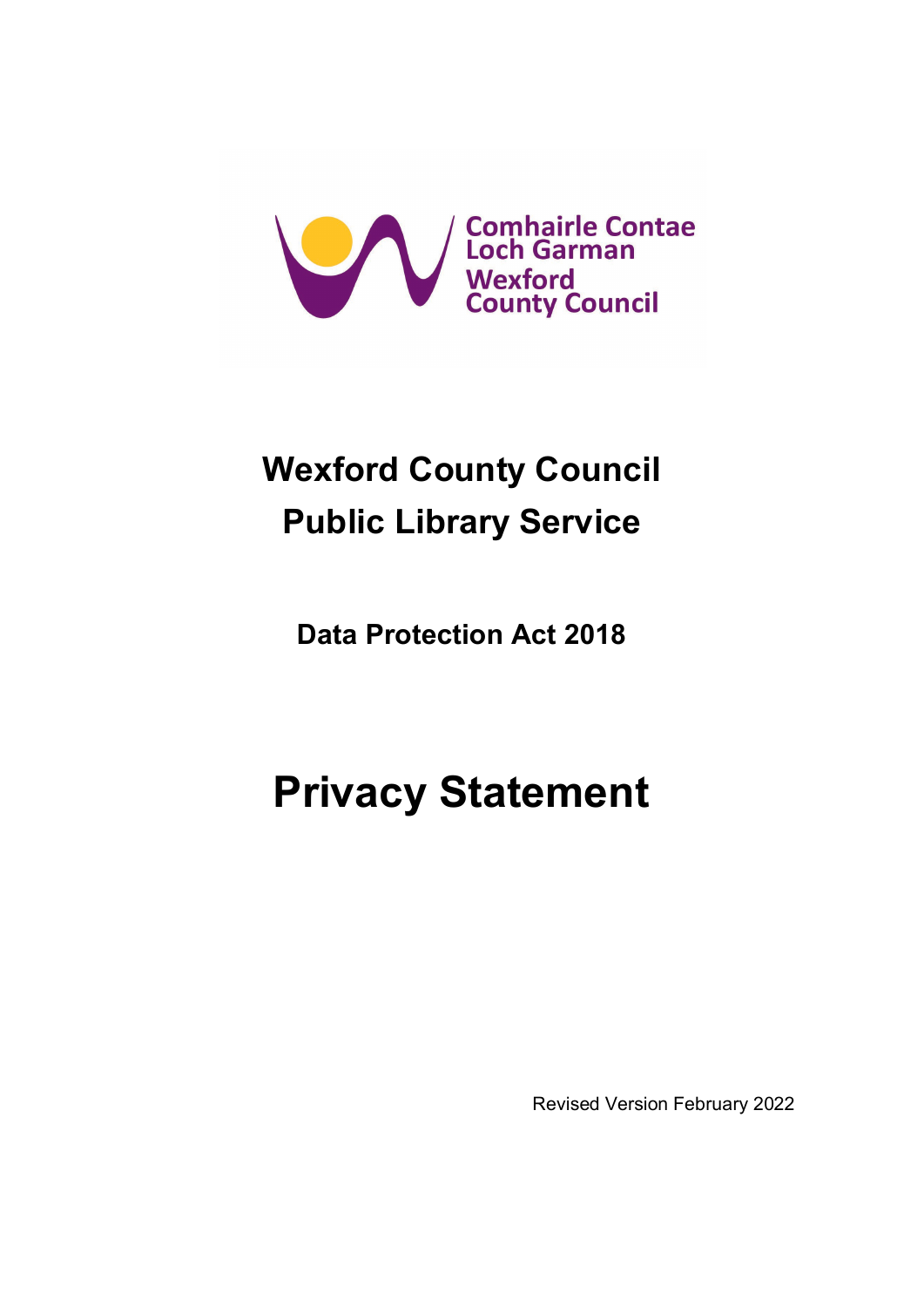Comhairle Contae Loch Garman
Wexford County Council

# Wexford County Council Public Library Service

## Data Protection Act 2018

# Privacy Statement

Revised Version February 2022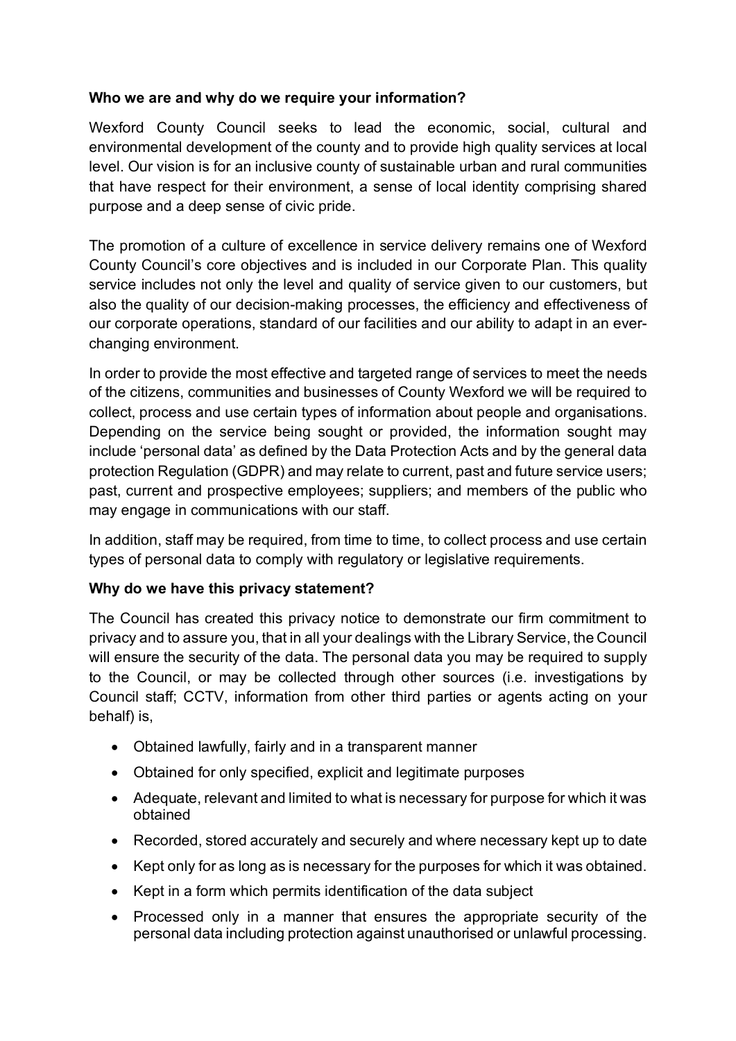**Who we are and why do we require your information?**

Wexford County Council seeks to lead the economic, social, cultural and environmental development of the county and to provide high quality services at local level. Our vision is for an inclusive county of sustainable urban and rural communities that have respect for their environment, a sense of local identity comprising shared purpose and a deep sense of civic pride.

The promotion of a culture of excellence in service delivery remains one of Wexford County Council's core objectives and is included in our Corporate Plan. This quality service includes not only the level and quality of service given to our customers, but also the quality of our decision-making processes, the efficiency and effectiveness of our corporate operations, standard of our facilities and our ability to adapt in an ever-changing environment.

In order to provide the most effective and targeted range of services to meet the needs of the citizens, communities and businesses of County Wexford we will be required to collect, process and use certain types of information about people and organisations. Depending on the service being sought or provided, the information sought may include 'personal data' as defined by the Data Protection Acts and by the general data protection Regulation (GDPR) and may relate to current, past and future service users; past, current and prospective employees; suppliers; and members of the public who may engage in communications with our staff.

In addition, staff may be required, from time to time, to collect process and use certain types of personal data to comply with regulatory or legislative requirements.

**Why do we have this privacy statement?**

The Council has created this privacy notice to demonstrate our firm commitment to privacy and to assure you, that in all your dealings with the Library Service, the Council will ensure the security of the data. The personal data you may be required to supply to the Council, or may be collected through other sources (i.e. investigations by Council staff; CCTV, information from other third parties or agents acting on your behalf) is,

- Obtained lawfully, fairly and in a transparent manner
- Obtained for only specified, explicit and legitimate purposes
- Adequate, relevant and limited to what is necessary for purpose for which it was obtained
- Recorded, stored accurately and securely and where necessary kept up to date
- Kept only for as long as is necessary for the purposes for which it was obtained.
- Kept in a form which permits identification of the data subject
- Processed only in a manner that ensures the appropriate security of the personal data including protection against unauthorised or unlawful processing.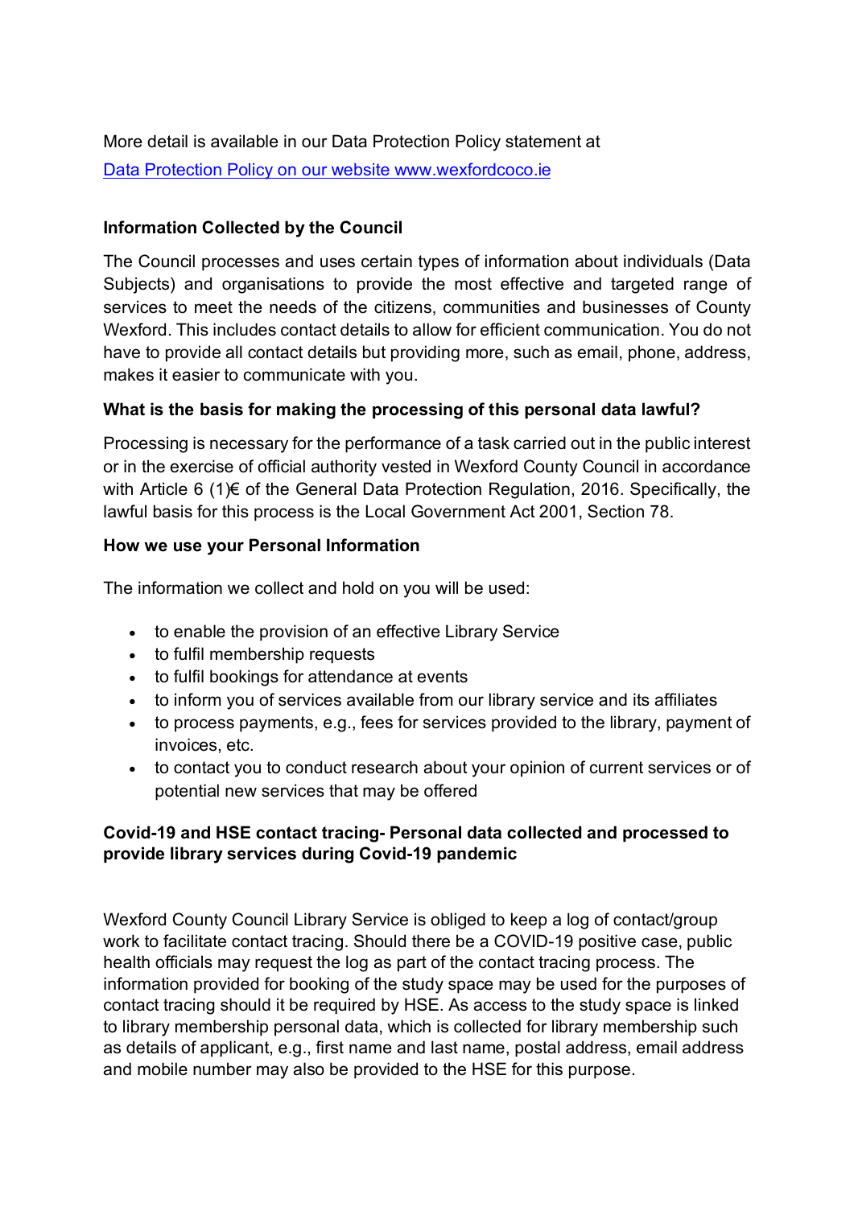More detail is available in our Data Protection Policy statement at
[Data Protection Policy on our website www.wexfordcoco.ie](http://www.wexfordcoco.ie)

**Information Collected by the Council**

The Council processes and uses certain types of information about individuals (Data Subjects) and organisations to provide the most effective and targeted range of services to meet the needs of the citizens, communities and businesses of County Wexford. This includes contact details to allow for efficient communication. You do not have to provide all contact details but providing more, such as email, phone, address, makes it easier to communicate with you.

**What is the basis for making the processing of this personal data lawful?**

Processing is necessary for the performance of a task carried out in the public interest or in the exercise of official authority vested in Wexford County Council in accordance with Article 6 (1)€ of the General Data Protection Regulation, 2016. Specifically, the lawful basis for this process is the Local Government Act 2001, Section 78.

**How we use your Personal Information**

The information we collect and hold on you will be used:

- to enable the provision of an effective Library Service
- to fulfil membership requests
- to fulfil bookings for attendance at events
- to inform you of services available from our library service and its affiliates
- to process payments, e.g., fees for services provided to the library, payment of invoices, etc.
- to contact you to conduct research about your opinion of current services or of potential new services that may be offered

**Covid-19 and HSE contact tracing- Personal data collected and processed to provide library services during Covid-19 pandemic**

Wexford County Council Library Service is obliged to keep a log of contact/group work to facilitate contact tracing. Should there be a COVID-19 positive case, public health officials may request the log as part of the contact tracing process. The information provided for booking of the study space may be used for the purposes of contact tracing should it be required by HSE. As access to the study space is linked to library membership personal data, which is collected for library membership such as details of applicant, e.g., first name and last name, postal address, email address and mobile number may also be provided to the HSE for this purpose.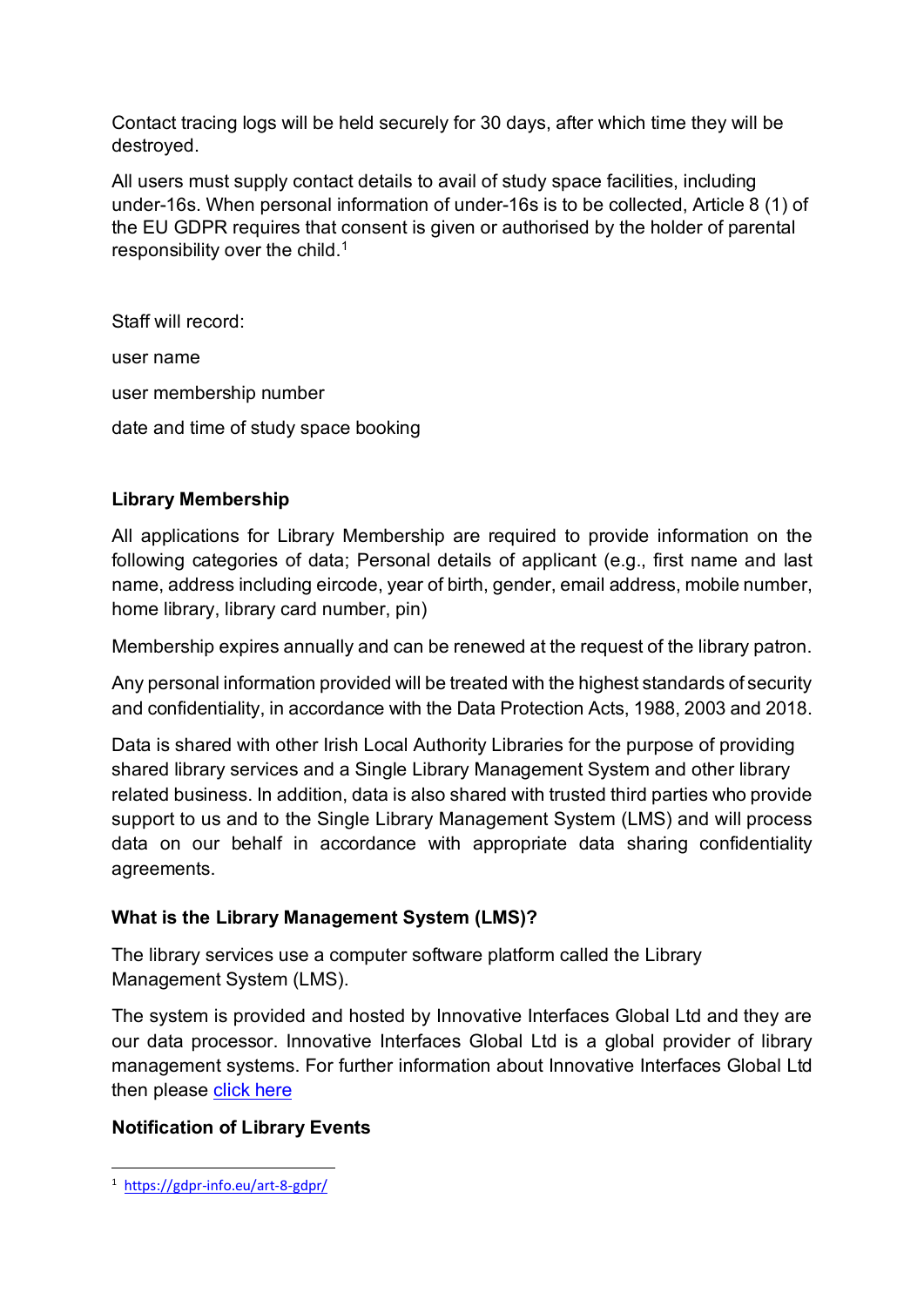Contact tracing logs will be held securely for 30 days, after which time they will be destroyed.

All users must supply contact details to avail of study space facilities, including under-16s. When personal information of under-16s is to be collected, Article 8 (1) of the EU GDPR requires that consent is given or authorised by the holder of parental responsibility over the child.[1]

Staff will record:

user name

user membership number

date and time of study space booking

**Library Membership**

All applications for Library Membership are required to provide information on the following categories of data; Personal details of applicant (e.g., first name and last name, address including eircode, year of birth, gender, email address, mobile number, home library, library card number, pin)

Membership expires annually and can be renewed at the request of the library patron.

Any personal information provided will be treated with the highest standards of security and confidentiality, in accordance with the Data Protection Acts, 1988, 2003 and 2018.

Data is shared with other Irish Local Authority Libraries for the purpose of providing shared library services and a Single Library Management System and other library related business. In addition, data is also shared with trusted third parties who provide support to us and to the Single Library Management System (LMS) and will process data on our behalf in accordance with appropriate data sharing confidentiality agreements.

**What is the Library Management System (LMS)?**

The library services use a computer software platform called the Library Management System (LMS).

The system is provided and hosted by Innovative Interfaces Global Ltd and they are our data processor. Innovative Interfaces Global Ltd is a global provider of library management systems. For further information about Innovative Interfaces Global Ltd then please click here

**Notification of Library Events**

---

[1] https://gdpr-info.eu/art-8-gdpr/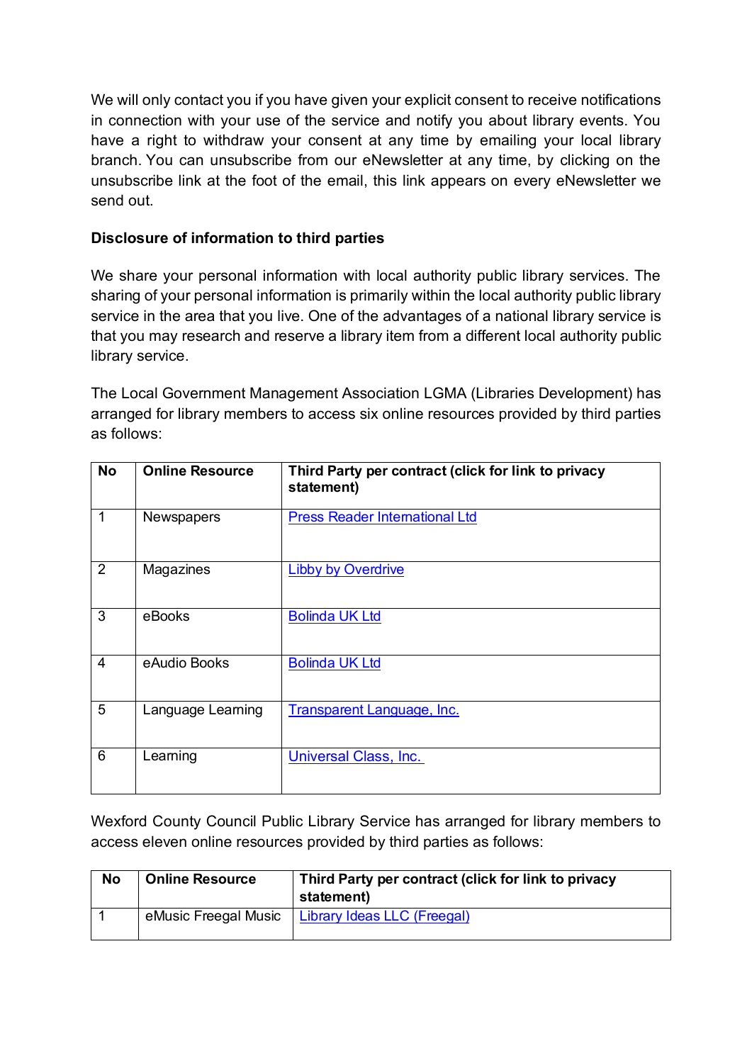We will only contact you if you have given your explicit consent to receive notifications in connection with your use of the service and notify you about library events. You have a right to withdraw your consent at any time by emailing your local library branch. You can unsubscribe from our eNewsletter at any time, by clicking on the unsubscribe link at the foot of the email, this link appears on every eNewsletter we send out.

**Disclosure of information to third parties**

We share your personal information with local authority public library services. The sharing of your personal information is primarily within the local authority public library service in the area that you live. One of the advantages of a national library service is that you may research and reserve a library item from a different local authority public library service.

The Local Government Management Association LGMA (Libraries Development) has arranged for library members to access six online resources provided by third parties as follows:

| No | Online Resource | Third Party per contract (click for link to privacy statement) |
|---|---|---|
| 1 | Newspapers | Press Reader International Ltd |
| 2 | Magazines | Libby by Overdrive |
| 3 | eBooks | Bolinda UK Ltd |
| 4 | eAudio Books | Bolinda UK Ltd |
| 5 | Language Learning | Transparent Language, Inc. |
| 6 | Learning | Universal Class, Inc. |

Wexford County Council Public Library Service has arranged for library members to access eleven online resources provided by third parties as follows:

| No | Online Resource | Third Party per contract (click for link to privacy statement) |
|---|---|---|
| 1 | eMusic Freegal Music | Library Ideas LLC (Freegal) |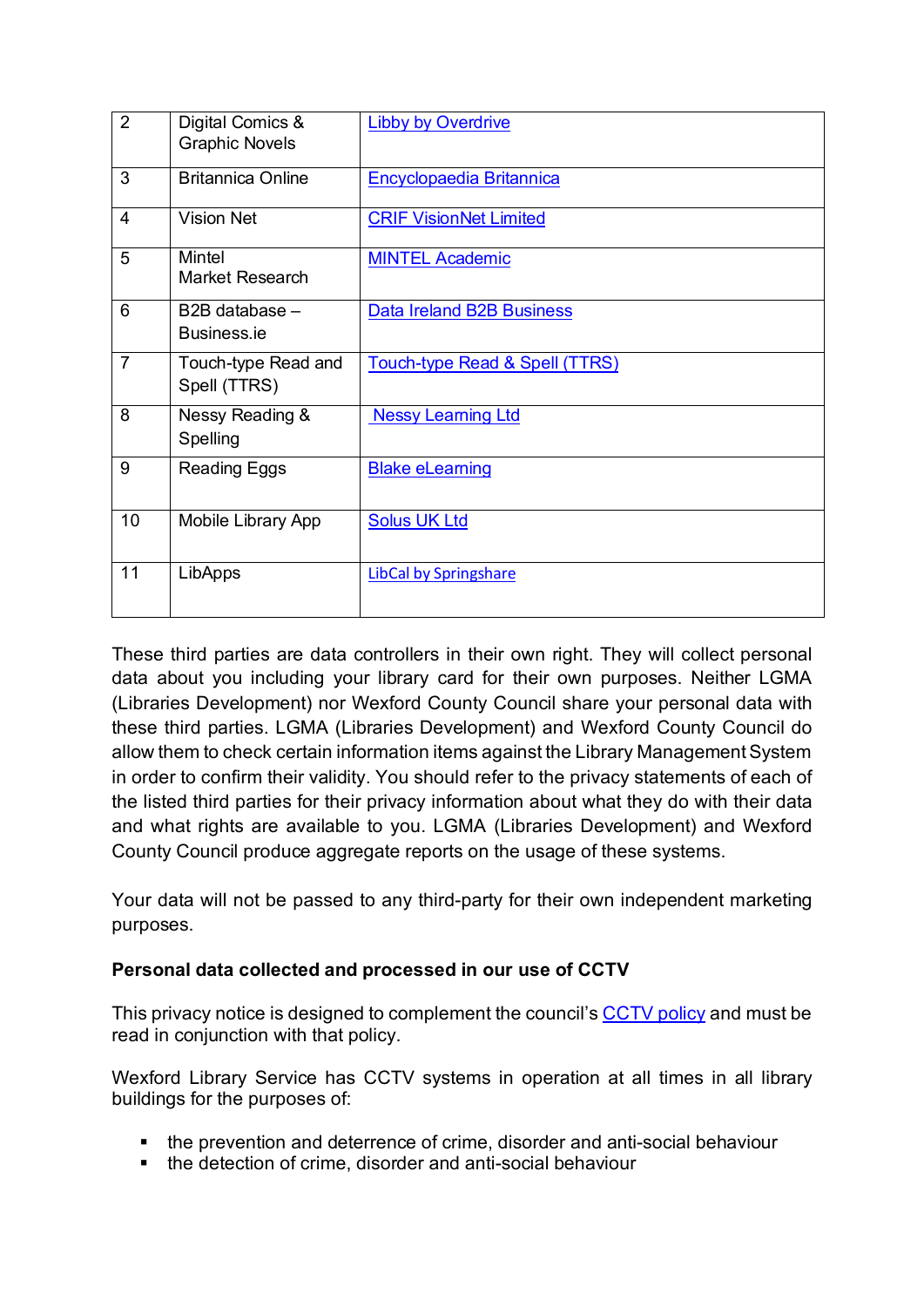| | | |
|---|---|---|
| 2 | Digital Comics & Graphic Novels | Libby by Overdrive |
| 3 | Britannica Online | Encyclopaedia Britannica |
| 4 | Vision Net | CRIF VisionNet Limited |
| 5 | Mintel Market Research | MINTEL Academic |
| 6 | B2B database – Business.ie | Data Ireland B2B Business |
| 7 | Touch-type Read and Spell (TTRS) | Touch-type Read & Spell (TTRS) |
| 8 | Nessy Reading & Spelling | Nessy Learning Ltd |
| 9 | Reading Eggs | Blake eLearning |
| 10 | Mobile Library App | Solus UK Ltd |
| 11 | LibApps | LibCal by Springshare |

These third parties are data controllers in their own right. They will collect personal data about you including your library card for their own purposes. Neither LGMA (Libraries Development) nor Wexford County Council share your personal data with these third parties. LGMA (Libraries Development) and Wexford County Council do allow them to check certain information items against the Library Management System in order to confirm their validity. You should refer to the privacy statements of each of the listed third parties for their privacy information about what they do with their data and what rights are available to you. LGMA (Libraries Development) and Wexford County Council produce aggregate reports on the usage of these systems.

Your data will not be passed to any third-party for their own independent marketing purposes.

**Personal data collected and processed in our use of CCTV**

This privacy notice is designed to complement the council's CCTV policy and must be read in conjunction with that policy.

Wexford Library Service has CCTV systems in operation at all times in all library buildings for the purposes of:

- the prevention and deterrence of crime, disorder and anti-social behaviour
- the detection of crime, disorder and anti-social behaviour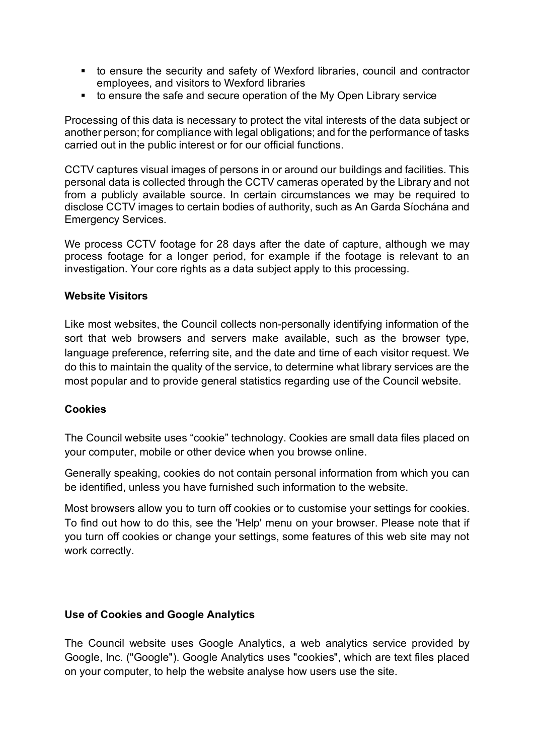- to ensure the security and safety of Wexford libraries, council and contractor employees, and visitors to Wexford libraries
- to ensure the safe and secure operation of the My Open Library service

Processing of this data is necessary to protect the vital interests of the data subject or another person; for compliance with legal obligations; and for the performance of tasks carried out in the public interest or for our official functions.

CCTV captures visual images of persons in or around our buildings and facilities. This personal data is collected through the CCTV cameras operated by the Library and not from a publicly available source. In certain circumstances we may be required to disclose CCTV images to certain bodies of authority, such as An Garda Síochána and Emergency Services.

We process CCTV footage for 28 days after the date of capture, although we may process footage for a longer period, for example if the footage is relevant to an investigation. Your core rights as a data subject apply to this processing.

**Website Visitors**

Like most websites, the Council collects non-personally identifying information of the sort that web browsers and servers make available, such as the browser type, language preference, referring site, and the date and time of each visitor request. We do this to maintain the quality of the service, to determine what library services are the most popular and to provide general statistics regarding use of the Council website.

**Cookies**

The Council website uses "cookie" technology. Cookies are small data files placed on your computer, mobile or other device when you browse online.

Generally speaking, cookies do not contain personal information from which you can be identified, unless you have furnished such information to the website.

Most browsers allow you to turn off cookies or to customise your settings for cookies. To find out how to do this, see the 'Help' menu on your browser. Please note that if you turn off cookies or change your settings, some features of this web site may not work correctly.

**Use of Cookies and Google Analytics**

The Council website uses Google Analytics, a web analytics service provided by Google, Inc. ("Google"). Google Analytics uses "cookies", which are text files placed on your computer, to help the website analyse how users use the site.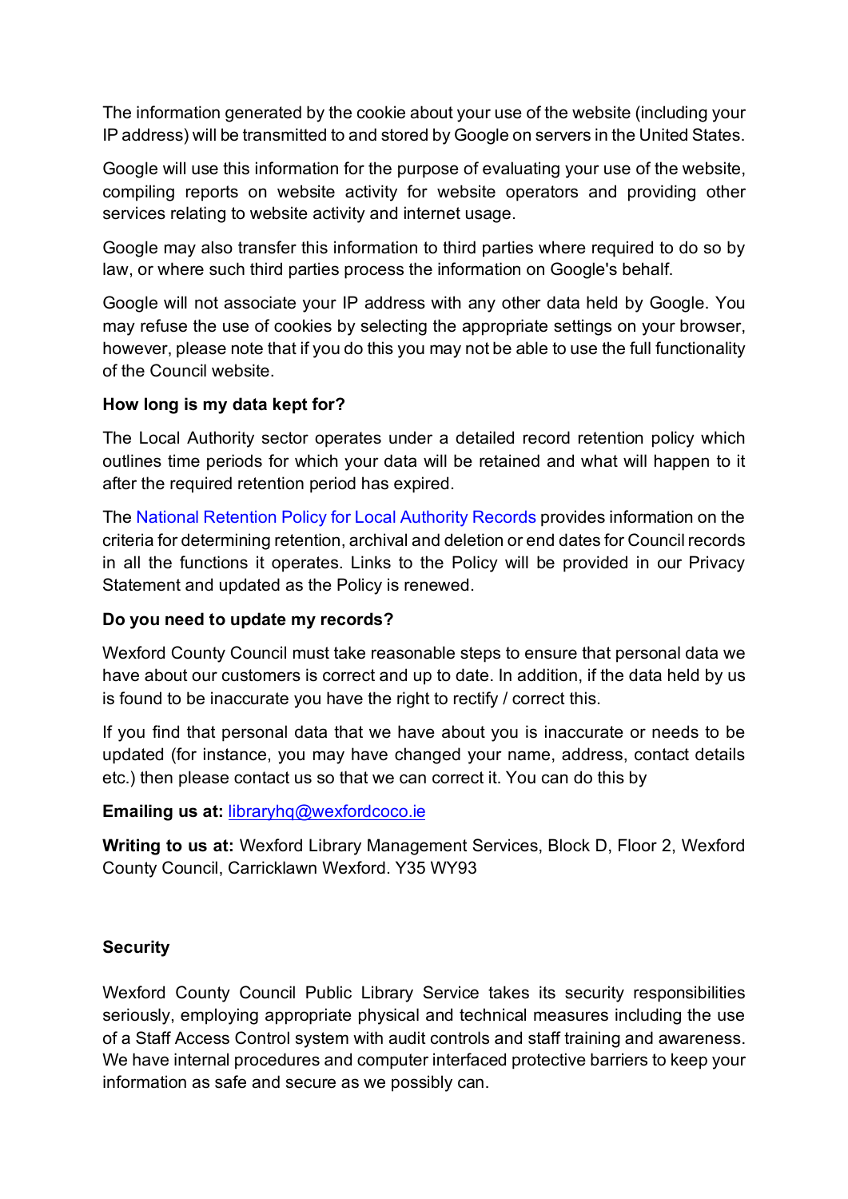The information generated by the cookie about your use of the website (including your IP address) will be transmitted to and stored by Google on servers in the United States.

Google will use this information for the purpose of evaluating your use of the website, compiling reports on website activity for website operators and providing other services relating to website activity and internet usage.

Google may also transfer this information to third parties where required to do so by law, or where such third parties process the information on Google's behalf.

Google will not associate your IP address with any other data held by Google. You may refuse the use of cookies by selecting the appropriate settings on your browser, however, please note that if you do this you may not be able to use the full functionality of the Council website.

**How long is my data kept for?**

The Local Authority sector operates under a detailed record retention policy which outlines time periods for which your data will be retained and what will happen to it after the required retention period has expired.

The National Retention Policy for Local Authority Records provides information on the criteria for determining retention, archival and deletion or end dates for Council records in all the functions it operates. Links to the Policy will be provided in our Privacy Statement and updated as the Policy is renewed.

**Do you need to update my records?**

Wexford County Council must take reasonable steps to ensure that personal data we have about our customers is correct and up to date. In addition, if the data held by us is found to be inaccurate you have the right to rectify / correct this.

If you find that personal data that we have about you is inaccurate or needs to be updated (for instance, you may have changed your name, address, contact details etc.) then please contact us so that we can correct it. You can do this by

**Emailing us at:** libraryhq@wexfordcoco.ie

**Writing to us at:** Wexford Library Management Services, Block D, Floor 2, Wexford County Council, Carricklawn Wexford. Y35 WY93

**Security**

Wexford County Council Public Library Service takes its security responsibilities seriously, employing appropriate physical and technical measures including the use of a Staff Access Control system with audit controls and staff training and awareness. We have internal procedures and computer interfaced protective barriers to keep your information as safe and secure as we possibly can.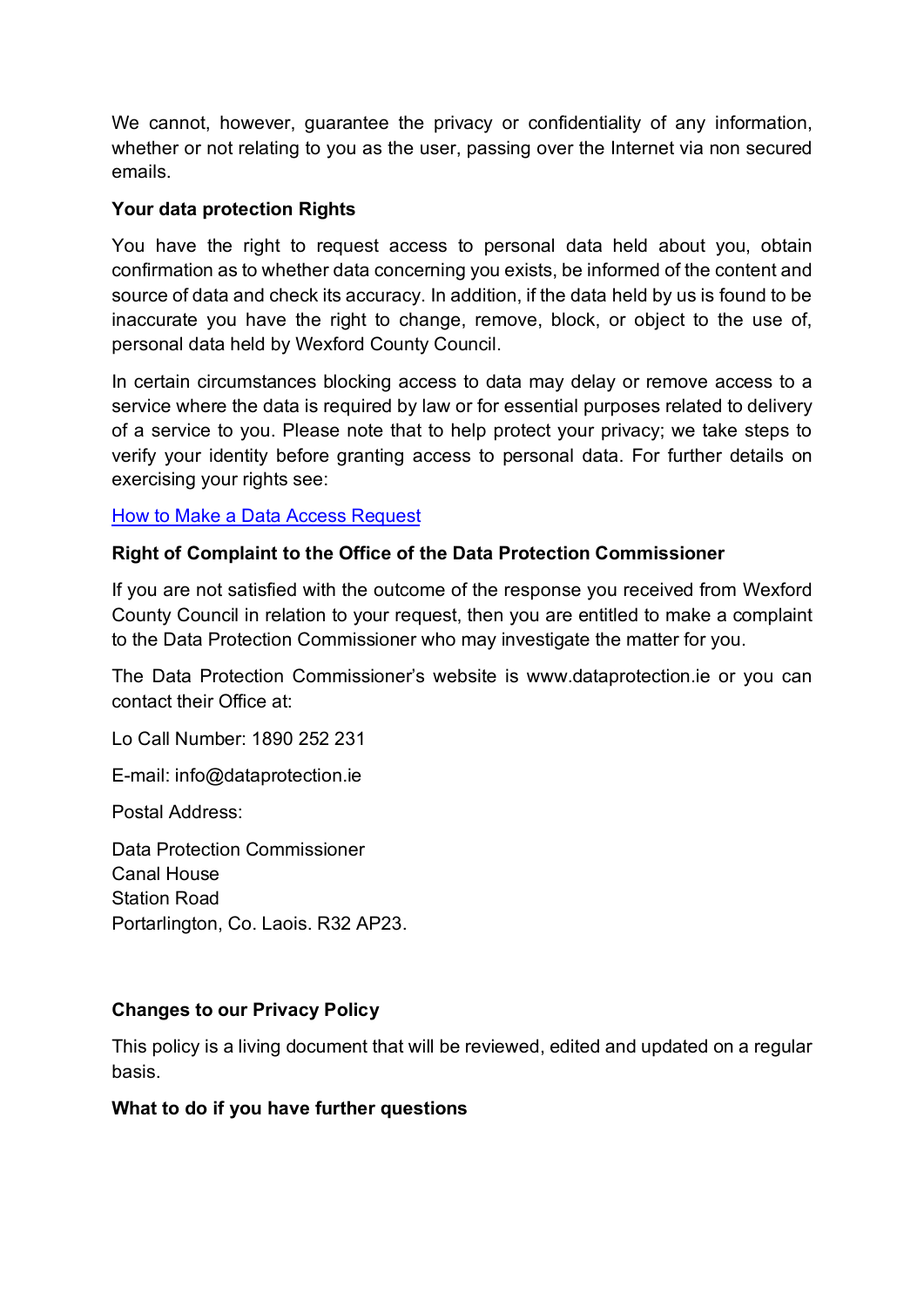We cannot, however, guarantee the privacy or confidentiality of any information, whether or not relating to you as the user, passing over the Internet via non secured emails.

**Your data protection Rights**

You have the right to request access to personal data held about you, obtain confirmation as to whether data concerning you exists, be informed of the content and source of data and check its accuracy. In addition, if the data held by us is found to be inaccurate you have the right to change, remove, block, or object to the use of, personal data held by Wexford County Council.

In certain circumstances blocking access to data may delay or remove access to a service where the data is required by law or for essential purposes related to delivery of a service to you. Please note that to help protect your privacy; we take steps to verify your identity before granting access to personal data. For further details on exercising your rights see:

How to Make a Data Access Request

**Right of Complaint to the Office of the Data Protection Commissioner**

If you are not satisfied with the outcome of the response you received from Wexford County Council in relation to your request, then you are entitled to make a complaint to the Data Protection Commissioner who may investigate the matter for you.

The Data Protection Commissioner's website is www.dataprotection.ie or you can contact their Office at:

Lo Call Number: 1890 252 231

E-mail: info@dataprotection.ie

Postal Address:

Data Protection Commissioner
Canal House
Station Road
Portarlington, Co. Laois. R32 AP23.

**Changes to our Privacy Policy**

This policy is a living document that will be reviewed, edited and updated on a regular basis.

**What to do if you have further questions**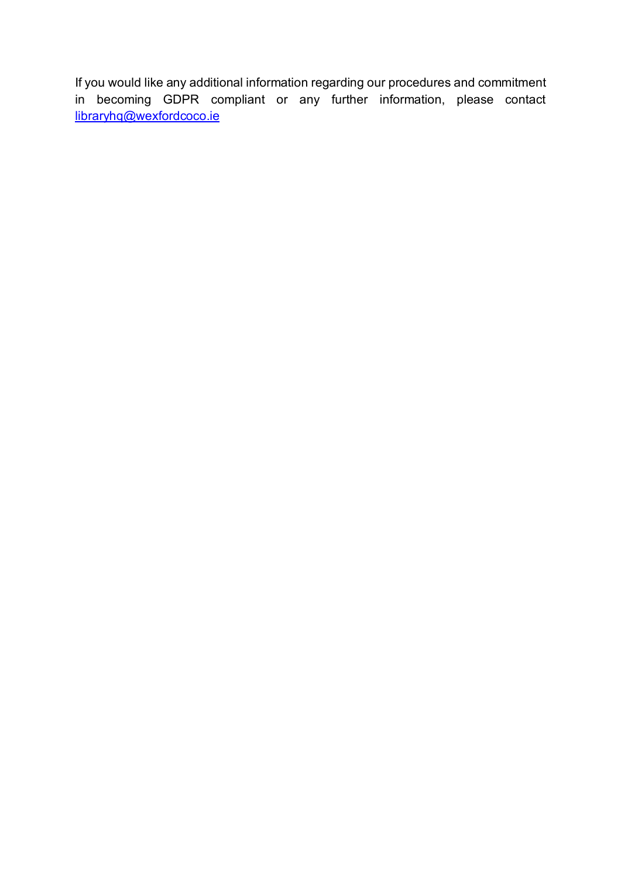If you would like any additional information regarding our procedures and commitment in becoming GDPR compliant or any further information, please contact libraryhq@wexfordcoco.ie